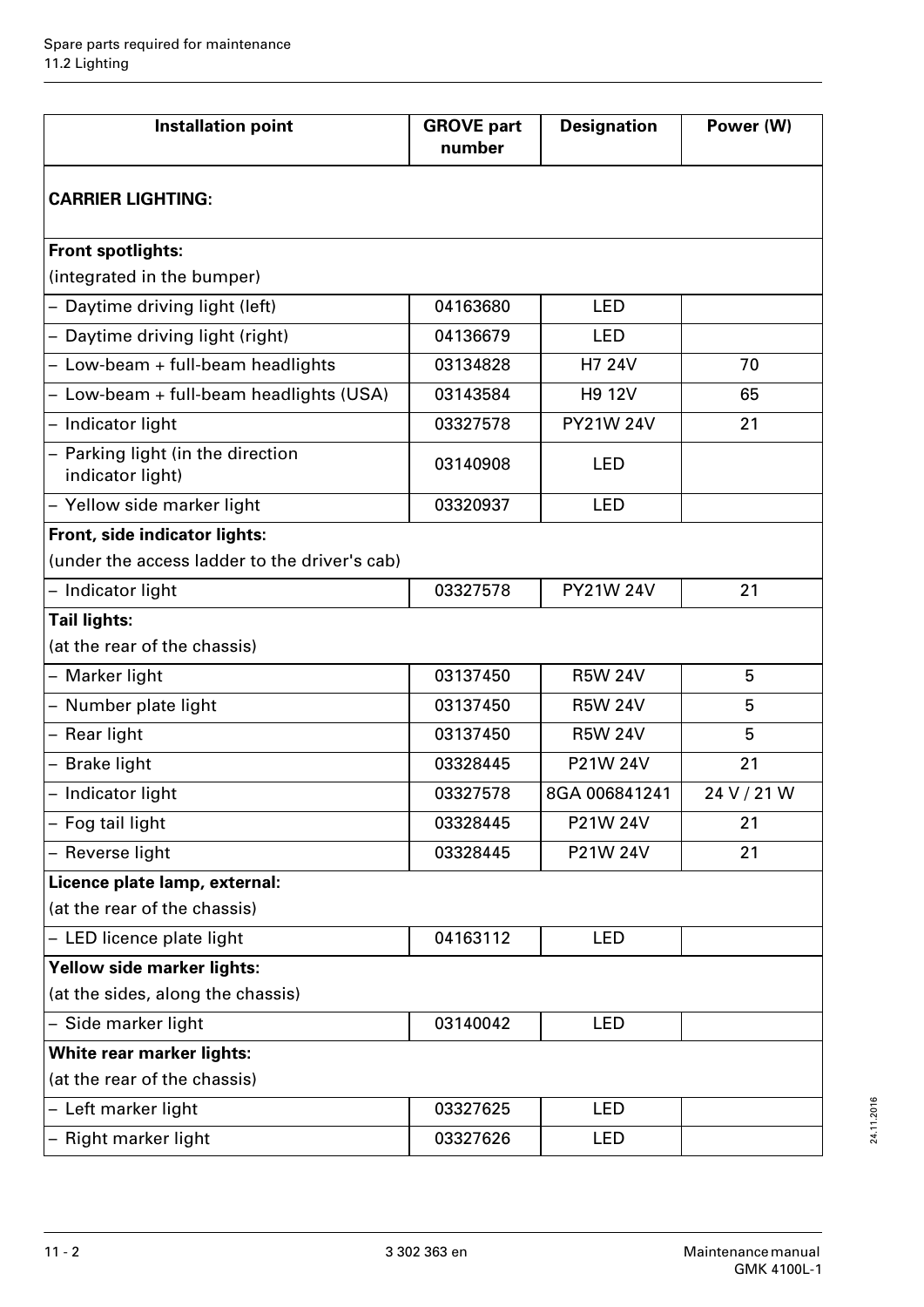| Installation point | GROVE part number | Designation | Power (W) |
|---|---|---|---|
| **CARRIER LIGHTING:** | | | |
| **Front spotlights:**<br>(integrated in the bumper) | | | |
| – Daytime driving light (left) | 04163680 | LED | |
| – Daytime driving light (right) | 04136679 | LED | |
| – Low-beam + full-beam headlights | 03134828 | H7 24V | 70 |
| – Low-beam + full-beam headlights (USA) | 03143584 | H9 12V | 65 |
| – Indicator light | 03327578 | PY21W 24V | 21 |
| – Parking light (in the direction indicator light) | 03140908 | LED | |
| – Yellow side marker light | 03320937 | LED | |
| **Front, side indicator lights:**<br>(under the access ladder to the driver's cab) | | | |
| – Indicator light | 03327578 | PY21W 24V | 21 |
| **Tail lights:**<br>(at the rear of the chassis) | | | |
| – Marker light | 03137450 | R5W 24V | 5 |
| – Number plate light | 03137450 | R5W 24V | 5 |
| – Rear light | 03137450 | R5W 24V | 5 |
| – Brake light | 03328445 | P21W 24V | 21 |
| – Indicator light | 03327578 | 8GA 006841241 | 24 V / 21 W |
| – Fog tail light | 03328445 | P21W 24V | 21 |
| – Reverse light | 03328445 | P21W 24V | 21 |
| **Licence plate lamp, external:**<br>(at the rear of the chassis) | | | |
| – LED licence plate light | 04163112 | LED | |
| **Yellow side marker lights:**<br>(at the sides, along the chassis) | | | |
| – Side marker light | 03140042 | LED | |
| **White rear marker lights:**<br>(at the rear of the chassis) | | | |
| – Left marker light | 03327625 | LED | |
| – Right marker light | 03327626 | LED | |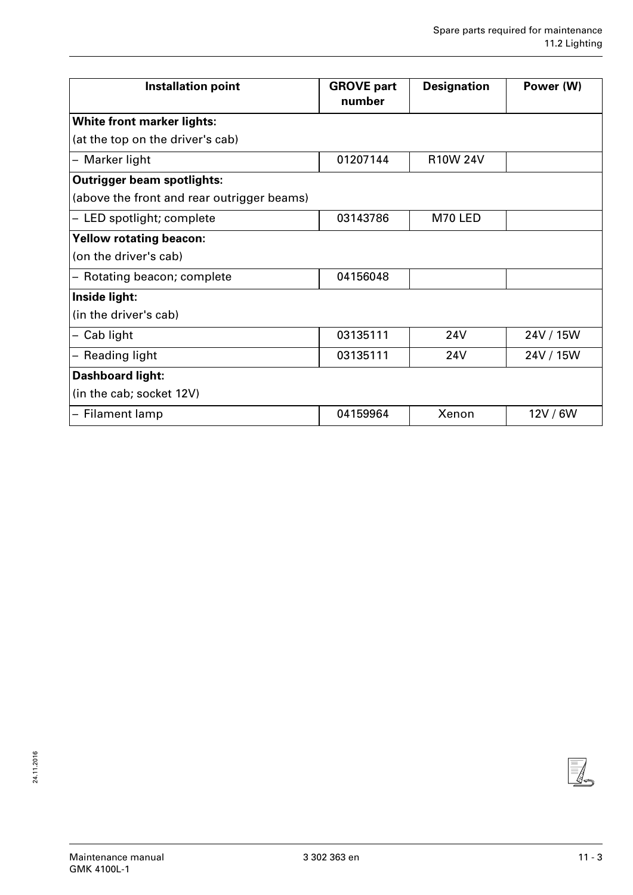| Installation point | GROVE part number | Designation | Power (W) |
|---|---|---|---|
| **White front marker lights:** | | | |
| (at the top on the driver's cab) | | | |
| – Marker light | 01207144 | R10W 24V | |
| **Outrigger beam spotlights:** | | | |
| (above the front and rear outrigger beams) | | | |
| – LED spotlight; complete | 03143786 | M70 LED | |
| **Yellow rotating beacon:** | | | |
| (on the driver's cab) | | | |
| – Rotating beacon; complete | 04156048 | | |
| **Inside light:** | | | |
| (in the driver's cab) | | | |
| – Cab light | 03135111 | 24V | 24V / 15W |
| – Reading light | 03135111 | 24V | 24V / 15W |
| **Dashboard light:** | | | |
| (in the cab; socket 12V) | | | |
| – Filament lamp | 04159964 | Xenon | 12V / 6W |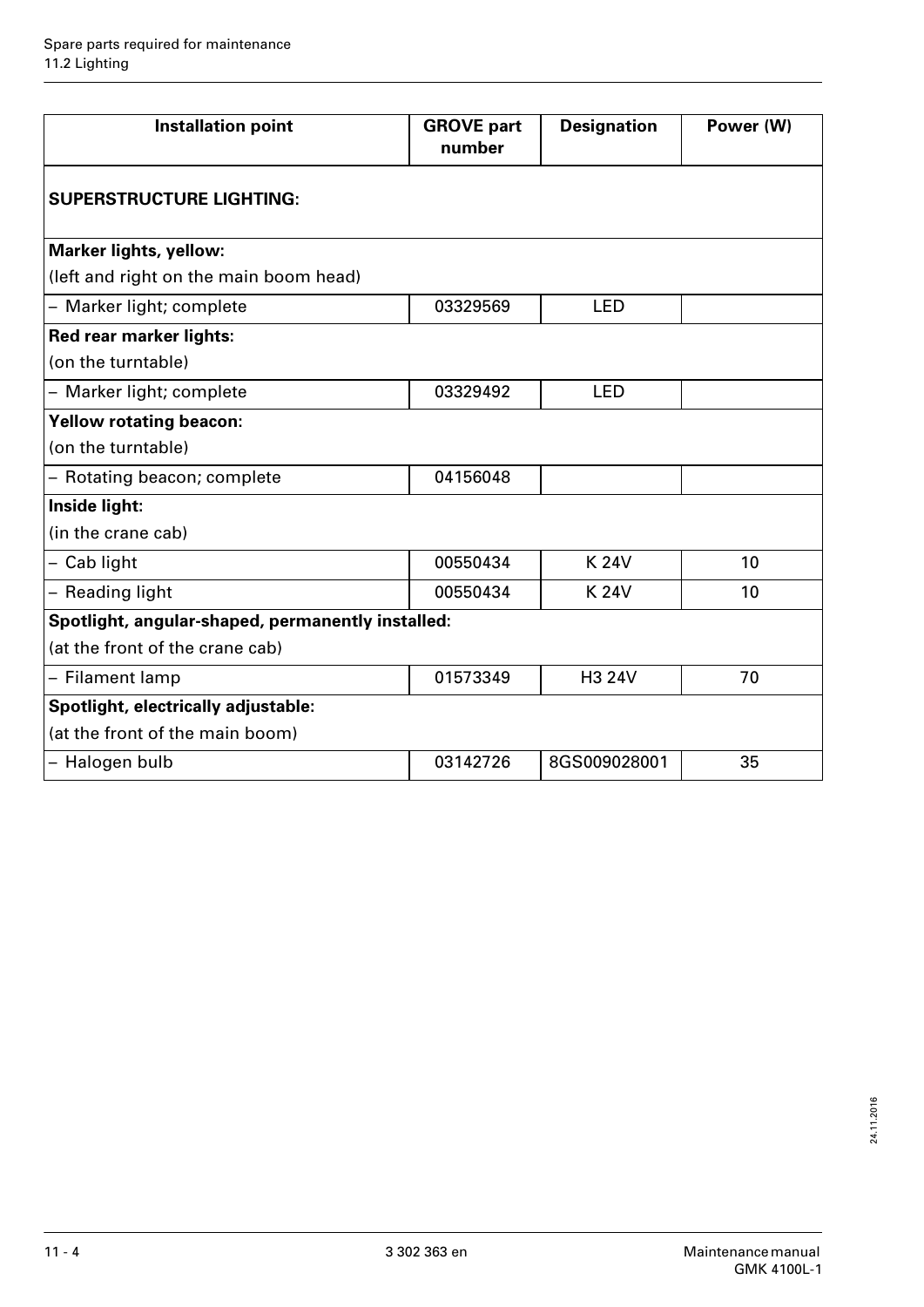| Installation point | GROVE part number | Designation | Power (W) |
|---|---|---|---|
| **SUPERSTRUCTURE LIGHTING:** | | | |
| **Marker lights, yellow:** | | | |
| (left and right on the main boom head) | | | |
| – Marker light; complete | 03329569 | LED | |
| **Red rear marker lights:** | | | |
| (on the turntable) | | | |
| – Marker light; complete | 03329492 | LED | |
| **Yellow rotating beacon:** | | | |
| (on the turntable) | | | |
| – Rotating beacon; complete | 04156048 | | |
| **Inside light:** | | | |
| (in the crane cab) | | | |
| – Cab light | 00550434 | K 24V | 10 |
| – Reading light | 00550434 | K 24V | 10 |
| **Spotlight, angular-shaped, permanently installed:** | | | |
| (at the front of the crane cab) | | | |
| – Filament lamp | 01573349 | H3 24V | 70 |
| **Spotlight, electrically adjustable:** | | | |
| (at the front of the main boom) | | | |
| – Halogen bulb | 03142726 | 8GS009028001 | 35 |